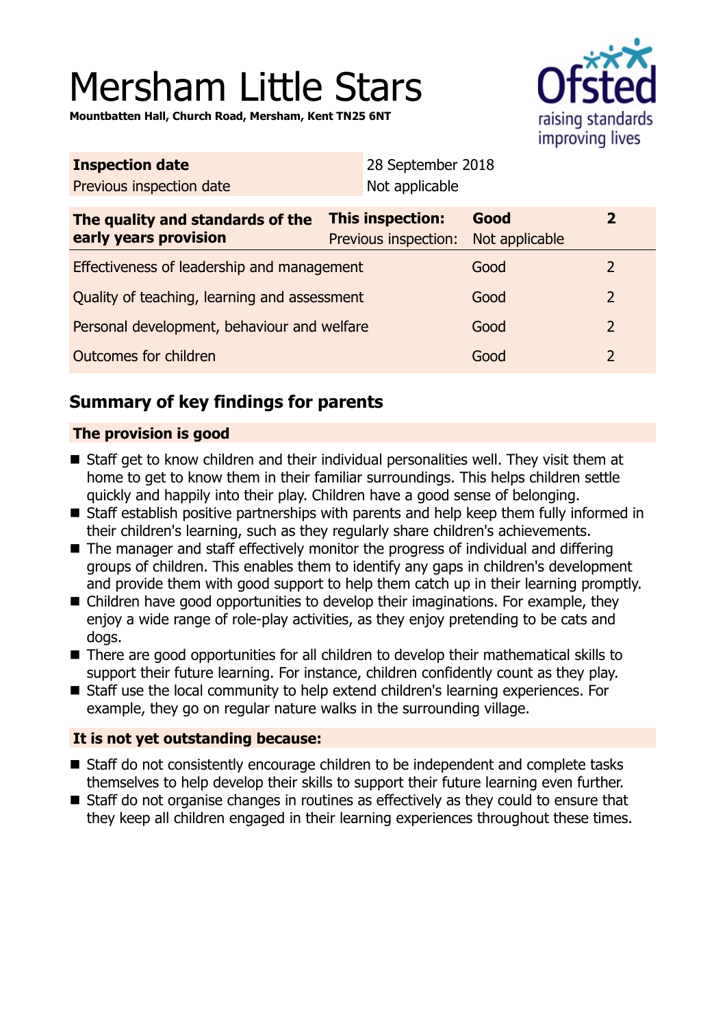# Mersham Little Stars

**Mountbatten Hall, Church Road, Mersham, Kent TN25 6NT**

| | |
|---|---|
| **Inspection date** | 28 September 2018 |
| Previous inspection date | Not applicable |

| The quality and standards of the early years provision | | | |
|---|---|---|---|
| | **This inspection:** | **Good** | **2** |
| | Previous inspection: | Not applicable | |
| Effectiveness of leadership and management | | Good | 2 |
| Quality of teaching, learning and assessment | | Good | 2 |
| Personal development, behaviour and welfare | | Good | 2 |
| Outcomes for children | | Good | 2 |

## Summary of key findings for parents

**The provision is good**

- Staff get to know children and their individual personalities well. They visit them at home to get to know them in their familiar surroundings. This helps children settle quickly and happily into their play. Children have a good sense of belonging.
- Staff establish positive partnerships with parents and help keep them fully informed in their children's learning, such as they regularly share children's achievements.
- The manager and staff effectively monitor the progress of individual and differing groups of children. This enables them to identify any gaps in children's development and provide them with good support to help them catch up in their learning promptly.
- Children have good opportunities to develop their imaginations. For example, they enjoy a wide range of role-play activities, as they enjoy pretending to be cats and dogs.
- There are good opportunities for all children to develop their mathematical skills to support their future learning. For instance, children confidently count as they play.
- Staff use the local community to help extend children's learning experiences. For example, they go on regular nature walks in the surrounding village.

**It is not yet outstanding because:**

- Staff do not consistently encourage children to be independent and complete tasks themselves to help develop their skills to support their future learning even further.
- Staff do not organise changes in routines as effectively as they could to ensure that they keep all children engaged in their learning experiences throughout these times.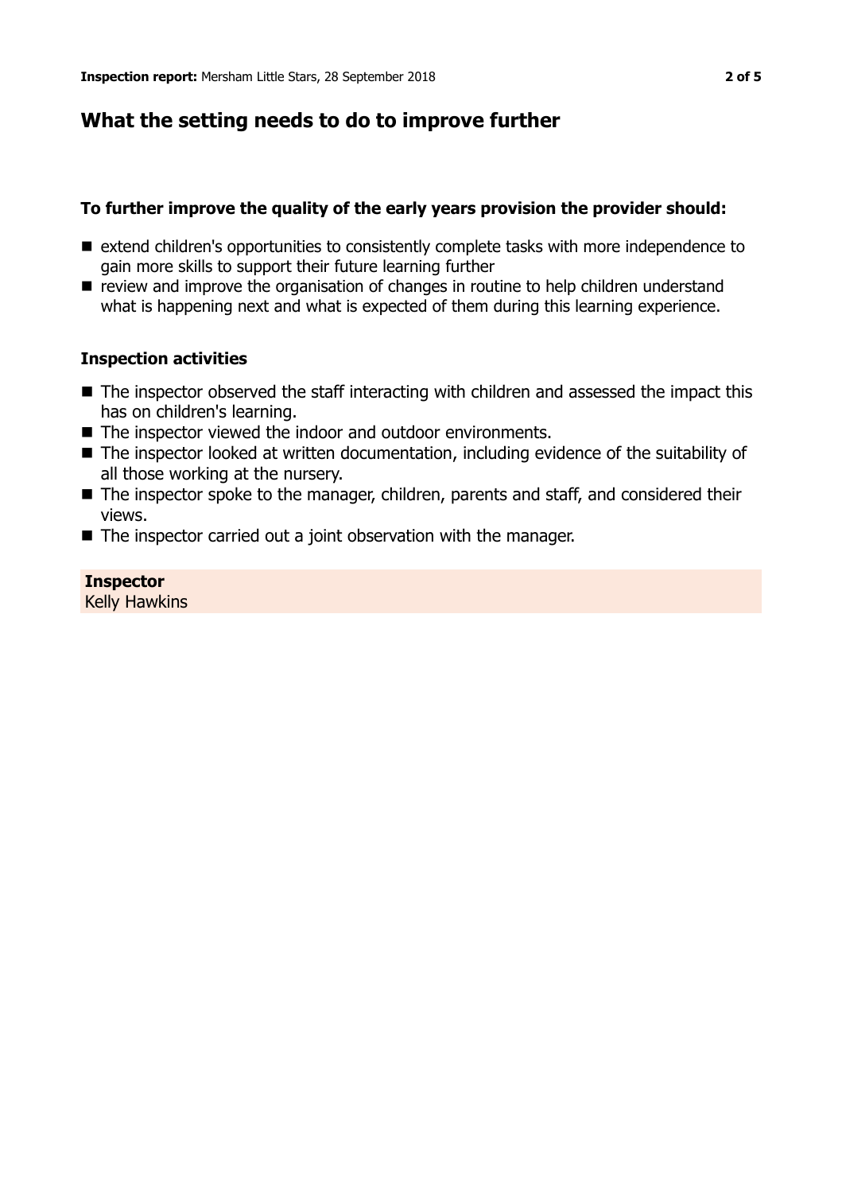## What the setting needs to do to improve further

### To further improve the quality of the early years provision the provider should:

- extend children's opportunities to consistently complete tasks with more independence to gain more skills to support their future learning further
- review and improve the organisation of changes in routine to help children understand what is happening next and what is expected of them during this learning experience.

### Inspection activities

- The inspector observed the staff interacting with children and assessed the impact this has on children's learning.
- The inspector viewed the indoor and outdoor environments.
- The inspector looked at written documentation, including evidence of the suitability of all those working at the nursery.
- The inspector spoke to the manager, children, parents and staff, and considered their views.
- The inspector carried out a joint observation with the manager.

**Inspector**
Kelly Hawkins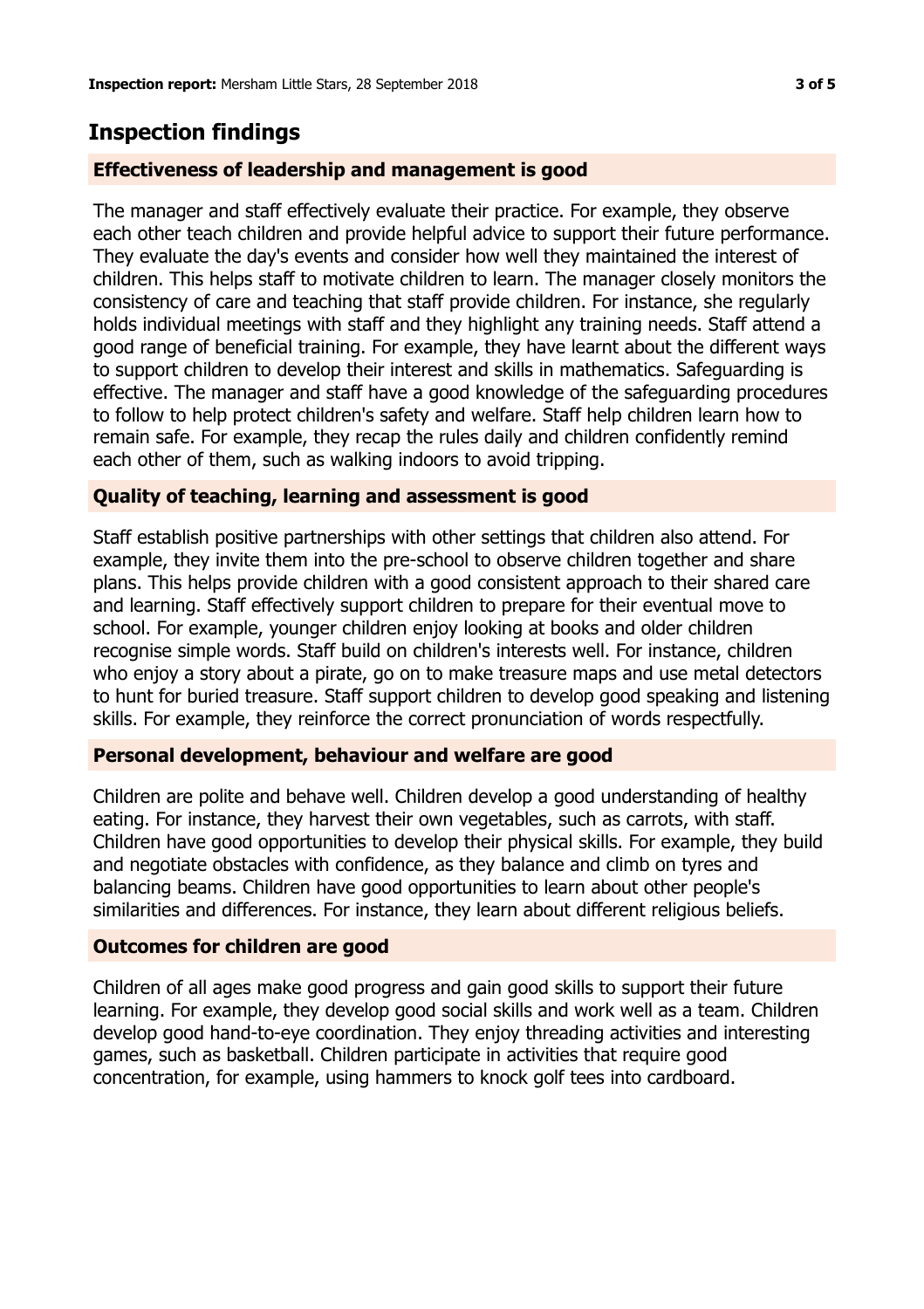## Inspection findings

### Effectiveness of leadership and management is good

The manager and staff effectively evaluate their practice. For example, they observe each other teach children and provide helpful advice to support their future performance. They evaluate the day's events and consider how well they maintained the interest of children. This helps staff to motivate children to learn. The manager closely monitors the consistency of care and teaching that staff provide children. For instance, she regularly holds individual meetings with staff and they highlight any training needs. Staff attend a good range of beneficial training. For example, they have learnt about the different ways to support children to develop their interest and skills in mathematics. Safeguarding is effective. The manager and staff have a good knowledge of the safeguarding procedures to follow to help protect children's safety and welfare. Staff help children learn how to remain safe. For example, they recap the rules daily and children confidently remind each other of them, such as walking indoors to avoid tripping.

### Quality of teaching, learning and assessment is good

Staff establish positive partnerships with other settings that children also attend. For example, they invite them into the pre-school to observe children together and share plans. This helps provide children with a good consistent approach to their shared care and learning. Staff effectively support children to prepare for their eventual move to school. For example, younger children enjoy looking at books and older children recognise simple words. Staff build on children's interests well. For instance, children who enjoy a story about a pirate, go on to make treasure maps and use metal detectors to hunt for buried treasure. Staff support children to develop good speaking and listening skills. For example, they reinforce the correct pronunciation of words respectfully.

### Personal development, behaviour and welfare are good

Children are polite and behave well. Children develop a good understanding of healthy eating. For instance, they harvest their own vegetables, such as carrots, with staff. Children have good opportunities to develop their physical skills. For example, they build and negotiate obstacles with confidence, as they balance and climb on tyres and balancing beams. Children have good opportunities to learn about other people's similarities and differences. For instance, they learn about different religious beliefs.

### Outcomes for children are good

Children of all ages make good progress and gain good skills to support their future learning. For example, they develop good social skills and work well as a team. Children develop good hand-to-eye coordination. They enjoy threading activities and interesting games, such as basketball. Children participate in activities that require good concentration, for example, using hammers to knock golf tees into cardboard.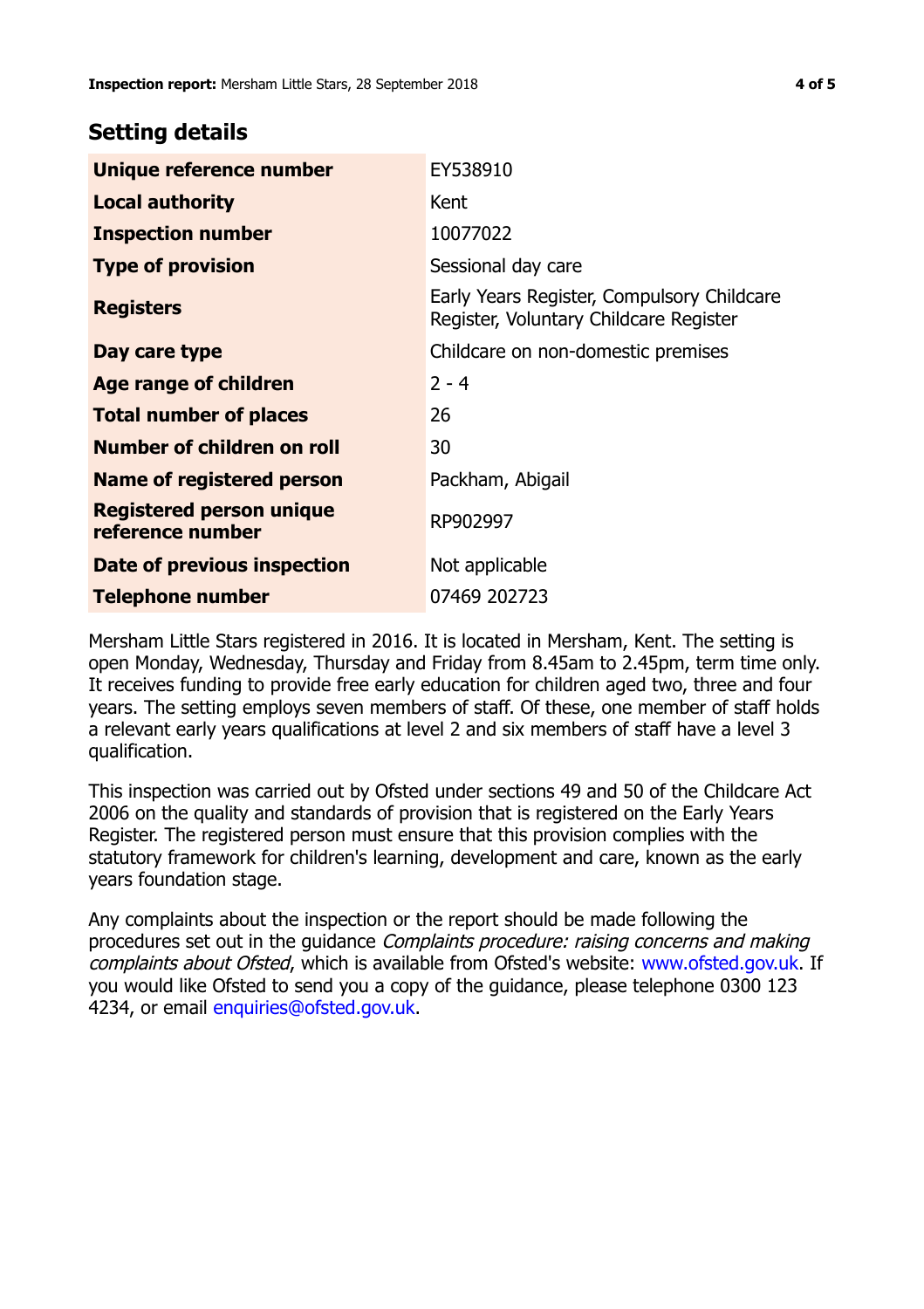## Setting details

| | |
|---|---|
| **Unique reference number** | EY538910 |
| **Local authority** | Kent |
| **Inspection number** | 10077022 |
| **Type of provision** | Sessional day care |
| **Registers** | Early Years Register, Compulsory Childcare Register, Voluntary Childcare Register |
| **Day care type** | Childcare on non-domestic premises |
| **Age range of children** | 2 - 4 |
| **Total number of places** | 26 |
| **Number of children on roll** | 30 |
| **Name of registered person** | Packham, Abigail |
| **Registered person unique reference number** | RP902997 |
| **Date of previous inspection** | Not applicable |
| **Telephone number** | 07469 202723 |

Mersham Little Stars registered in 2016. It is located in Mersham, Kent. The setting is open Monday, Wednesday, Thursday and Friday from 8.45am to 2.45pm, term time only. It receives funding to provide free early education for children aged two, three and four years. The setting employs seven members of staff. Of these, one member of staff holds a relevant early years qualifications at level 2 and six members of staff have a level 3 qualification.

This inspection was carried out by Ofsted under sections 49 and 50 of the Childcare Act 2006 on the quality and standards of provision that is registered on the Early Years Register. The registered person must ensure that this provision complies with the statutory framework for children's learning, development and care, known as the early years foundation stage.

Any complaints about the inspection or the report should be made following the procedures set out in the guidance *Complaints procedure: raising concerns and making complaints about Ofsted*, which is available from Ofsted's website: www.ofsted.gov.uk. If you would like Ofsted to send you a copy of the guidance, please telephone 0300 123 4234, or email enquiries@ofsted.gov.uk.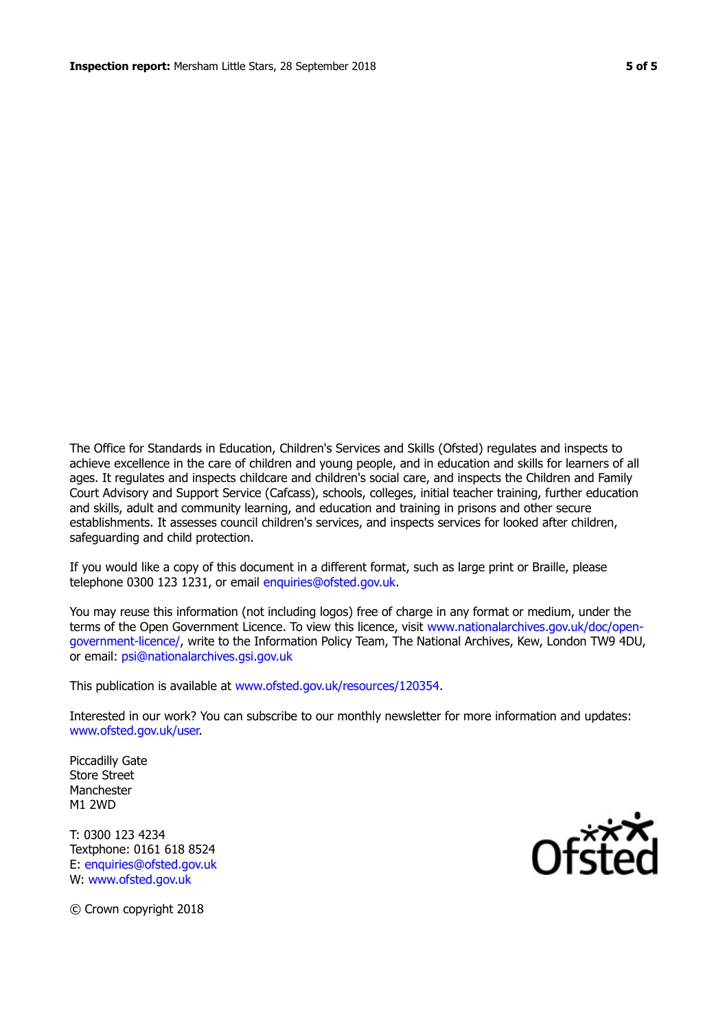The Office for Standards in Education, Children's Services and Skills (Ofsted) regulates and inspects to achieve excellence in the care of children and young people, and in education and skills for learners of all ages. It regulates and inspects childcare and children's social care, and inspects the Children and Family Court Advisory and Support Service (Cafcass), schools, colleges, initial teacher training, further education and skills, adult and community learning, and education and training in prisons and other secure establishments. It assesses council children's services, and inspects services for looked after children, safeguarding and child protection.

If you would like a copy of this document in a different format, such as large print or Braille, please telephone 0300 123 1231, or email enquiries@ofsted.gov.uk.

You may reuse this information (not including logos) free of charge in any format or medium, under the terms of the Open Government Licence. To view this licence, visit www.nationalarchives.gov.uk/doc/open-government-licence/, write to the Information Policy Team, The National Archives, Kew, London TW9 4DU, or email: psi@nationalarchives.gsi.gov.uk

This publication is available at www.ofsted.gov.uk/resources/120354.

Interested in our work? You can subscribe to our monthly newsletter for more information and updates: www.ofsted.gov.uk/user.

Piccadilly Gate
Store Street
Manchester
M1 2WD

T: 0300 123 4234
Textphone: 0161 618 8524
E: enquiries@ofsted.gov.uk
W: www.ofsted.gov.uk

© Crown copyright 2018